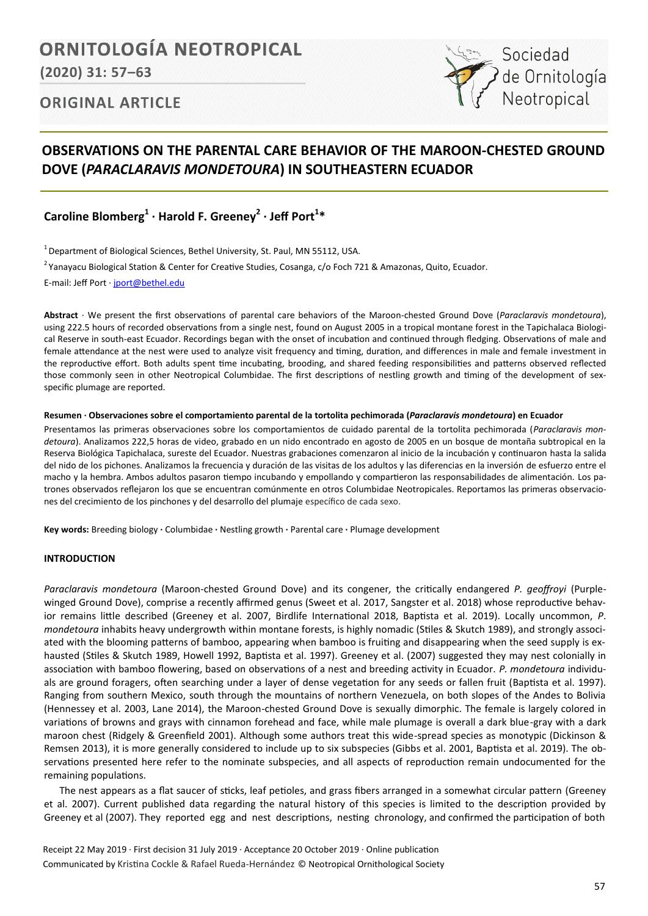# ORNITOLOGÍA NEOTROPICAL

(2020) 31: 57–63

## ORIGINAL ARTICLE

Sociedad de Ornitología Neotropical

# OBSERVATIONS ON THE PARENTAL CARE BEHAVIOR OF THE MAROON-CHESTED GROUND DOVE (*PARACLARAVIS MONDETOURA*) IN SOUTHEASTERN ECUADOR

**Caroline Blomberg[1] · Harold F. Greeney[2] · Jeff Port[1]***

[1] Department of Biological Sciences, Bethel University, St. Paul, MN 55112, USA.

[2] Yanayacu Biological Station & Center for Creative Studies, Cosanga, c/o Foch 721 & Amazonas, Quito, Ecuador.

E-mail: Jeff Port · jport@bethel.edu

**Abstract** · We present the first observations of parental care behaviors of the Maroon-chested Ground Dove (*Paraclaravis mondetoura*), using 222.5 hours of recorded observations from a single nest, found on August 2005 in a tropical montane forest in the Tapichalaca Biological Reserve in south-east Ecuador. Recordings began with the onset of incubation and continued through fledging. Observations of male and female attendance at the nest were used to analyze visit frequency and timing, duration, and differences in male and female investment in the reproductive effort. Both adults spent time incubating, brooding, and shared feeding responsibilities and patterns observed reflected those commonly seen in other Neotropical Columbidae. The first descriptions of nestling growth and timing of the development of sex-specific plumage are reported.

**Resumen · Observaciones sobre el comportamiento parental de la tortolita pechimorada (*Paraclaravis mondetoura*) en Ecuador**

Presentamos las primeras observaciones sobre los comportamientos de cuidado parental de la tortolita pechimorada (*Paraclaravis mondetoura*). Analizamos 222,5 horas de video, grabado en un nido encontrado en agosto de 2005 en un bosque de montaña subtropical en la Reserva Biológica Tapichalaca, sureste del Ecuador. Nuestras grabaciones comenzaron al inicio de la incubación y continuaron hasta la salida del nido de los pichones. Analizamos la frecuencia y duración de las visitas de los adultos y las diferencias en la inversión de esfuerzo entre el macho y la hembra. Ambos adultos pasaron tiempo incubando y empollando y compartieron las responsabilidades de alimentación. Los patrones observados reflejaron los que se encuentran comúnmente en otros Columbidae Neotropicales. Reportamos las primeras observaciones del crecimiento de los pinchones y del desarrollo del plumaje específico de cada sexo.

**Key words:** Breeding biology · Columbidae · Nestling growth · Parental care · Plumage development

## INTRODUCTION

*Paraclaravis mondetoura* (Maroon-chested Ground Dove) and its congener*,* the critically endangered *P. geoffroyi* (Purple-winged Ground Dove), comprise a recently affirmed genus (Sweet et al. 2017, Sangster et al. 2018) whose reproductive behavior remains little described (Greeney et al. 2007, Birdlife International 2018, Baptista et al. 2019). Locally uncommon, *P. mondetoura* inhabits heavy undergrowth within montane forests, is highly nomadic (Stiles & Skutch 1989), and strongly associated with the blooming patterns of bamboo, appearing when bamboo is fruiting and disappearing when the seed supply is exhausted (Stiles & Skutch 1989, Howell 1992, Baptista et al. 1997). Greeney et al. (2007) suggested they may nest colonially in association with bamboo flowering, based on observations of a nest and breeding activity in Ecuador. *P. mondetoura* individuals are ground foragers, often searching under a layer of dense vegetation for any seeds or fallen fruit (Baptista et al. 1997). Ranging from southern Mexico, south through the mountains of northern Venezuela, on both slopes of the Andes to Bolivia (Hennessey et al. 2003, Lane 2014), the Maroon-chested Ground Dove is sexually dimorphic. The female is largely colored in variations of browns and grays with cinnamon forehead and face, while male plumage is overall a dark blue-gray with a dark maroon chest (Ridgely & Greenfield 2001). Although some authors treat this wide-spread species as monotypic (Dickinson & Remsen 2013), it is more generally considered to include up to six subspecies (Gibbs et al. 2001, Baptista et al. 2019). The observations presented here refer to the nominate subspecies, and all aspects of reproduction remain undocumented for the remaining populations.

The nest appears as a flat saucer of sticks, leaf petioles, and grass fibers arranged in a somewhat circular pattern (Greeney et al. 2007). Current published data regarding the natural history of this species is limited to the description provided by Greeney et al (2007). They reported egg and nest descriptions, nesting chronology, and confirmed the participation of both

Receipt 22 May 2019 · First decision 31 July 2019 · Acceptance 20 October 2019 · Online publication

Communicated by Kristina Cockle & Rafael Rueda-Hernández © Neotropical Ornithological Society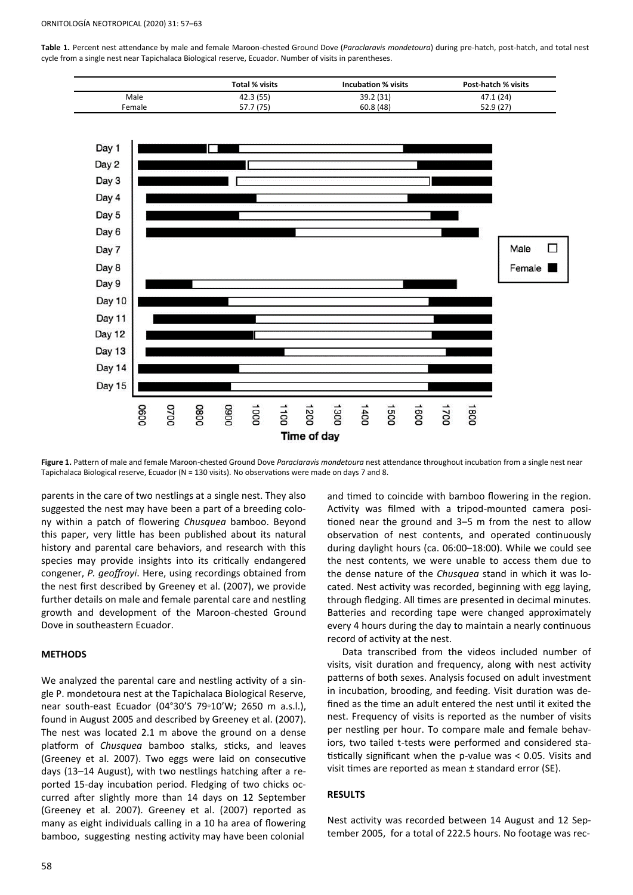**Table 1.** Percent nest attendance by male and female Maroon-chested Ground Dove (*Paraclaravis mondetoura*) during pre-hatch, post-hatch, and total nest cycle from a single nest near Tapichalaca Biological reserve, Ecuador. Number of visits in parentheses.

| | Total % visits | Incubation % visits | Post-hatch % visits |
|---|---|---|---|
| Male | 42.3 (55) | 39.2 (31) | 47.1 (24) |
| Female | 57.7 (75) | 60.8 (48) | 52.9 (27) |

**Figure 1.** Pattern of male and female Maroon-chested Ground Dove *Paraclaravis mondetoura* nest attendance throughout incubation from a single nest near Tapichalaca Biological reserve, Ecuador (N = 130 visits). No observations were made on days 7 and 8.

parents in the care of two nestlings at a single nest. They also suggested the nest may have been a part of a breeding colony within a patch of flowering *Chusquea* bamboo. Beyond this paper, very little has been published about its natural history and parental care behaviors, and research with this species may provide insights into its critically endangered congener, *P. geoffroyi*. Here, using recordings obtained from the nest first described by Greeney et al. (2007), we provide further details on male and female parental care and nestling growth and development of the Maroon-chested Ground Dove in southeastern Ecuador.

## METHODS

We analyzed the parental care and nestling activity of a single P. mondetoura nest at the Tapichalaca Biological Reserve, near south-east Ecuador (04°30'S 79◦10'W; 2650 m a.s.l.), found in August 2005 and described by Greeney et al. (2007). The nest was located 2.1 m above the ground on a dense platform of *Chusquea* bamboo stalks, sticks, and leaves (Greeney et al. 2007). Two eggs were laid on consecutive days (13–14 August), with two nestlings hatching after a reported 15-day incubation period. Fledging of two chicks occurred after slightly more than 14 days on 12 September (Greeney et al. 2007). Greeney et al. (2007) reported as many as eight individuals calling in a 10 ha area of flowering bamboo, suggesting nesting activity may have been colonial and timed to coincide with bamboo flowering in the region. Activity was filmed with a tripod-mounted camera positioned near the ground and 3–5 m from the nest to allow observation of nest contents, and operated continuously during daylight hours (ca. 06:00–18:00). While we could see the nest contents, we were unable to access them due to the dense nature of the *Chusquea* stand in which it was located. Nest activity was recorded, beginning with egg laying, through fledging. All times are presented in decimal minutes. Batteries and recording tape were changed approximately every 4 hours during the day to maintain a nearly continuous record of activity at the nest.

Data transcribed from the videos included number of visits, visit duration and frequency, along with nest activity patterns of both sexes. Analysis focused on adult investment in incubation, brooding, and feeding. Visit duration was defined as the time an adult entered the nest until it exited the nest. Frequency of visits is reported as the number of visits per nestling per hour. To compare male and female behaviors, two tailed t-tests were performed and considered statistically significant when the p-value was < 0.05. Visits and visit times are reported as mean ± standard error (SE).

## RESULTS

Nest activity was recorded between 14 August and 12 September 2005, for a total of 222.5 hours. No footage was rec-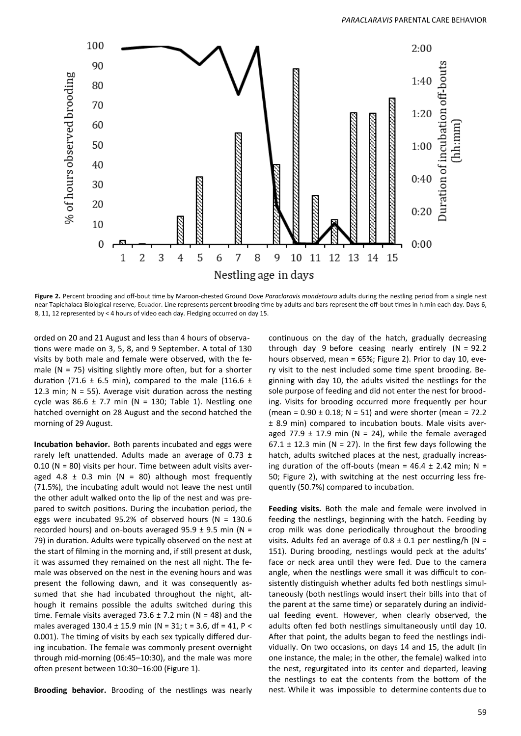**Figure 2.** Percent brooding and off-bout time by Maroon-chested Ground Dove *Paraclaravis mondetoura* adults during the nestling period from a single nest near Tapichalaca Biological reserve, Ecuador. Line represents percent brooding time by adults and bars represent the off-bout times in h:min each day. Days 6, 8, 11, 12 represented by < 4 hours of video each day. Fledging occurred on day 15.

orded on 20 and 21 August and less than 4 hours of observations were made on 3, 5, 8, and 9 September. A total of 130 visits by both male and female were observed, with the female (N = 75) visiting slightly more often, but for a shorter duration (71.6 ± 6.5 min), compared to the male (116.6 ± 12.3 min; N = 55). Average visit duration across the nesting cycle was 86.6 ± 7.7 min (N = 130; Table 1). Nestling one hatched overnight on 28 August and the second hatched the morning of 29 August.

**Incubation behavior.** Both parents incubated and eggs were rarely left unattended. Adults made an average of 0.73 ± 0.10 (N = 80) visits per hour. Time between adult visits averaged 4.8 ± 0.3 min (N = 80) although most frequently (71.5%), the incubating adult would not leave the nest until the other adult walked onto the lip of the nest and was prepared to switch positions. During the incubation period, the eggs were incubated 95.2% of observed hours (N = 130.6 recorded hours) and on-bouts averaged 95.9 ± 9.5 min (N = 79) in duration. Adults were typically observed on the nest at the start of filming in the morning and, if still present at dusk, it was assumed they remained on the nest all night. The female was observed on the nest in the evening hours and was present the following dawn, and it was consequently assumed that she had incubated throughout the night, although it remains possible the adults switched during this time. Female visits averaged 73.6 ± 7.2 min (N = 48) and the males averaged 130.4 ± 15.9 min (N = 31; $t = 3.6$, $df = 41$, $P < 0.001$). The timing of visits by each sex typically differed during incubation. The female was commonly present overnight through mid-morning (06:45–10:30), and the male was more often present between 10:30–16:00 (Figure 1).

**Brooding behavior.** Brooding of the nestlings was nearly continuous on the day of the hatch, gradually decreasing through day 9 before ceasing nearly entirely (N = 92.2 hours observed, mean = 65%; Figure 2). Prior to day 10, every visit to the nest included some time spent brooding. Beginning with day 10, the adults visited the nestlings for the sole purpose of feeding and did not enter the nest for brooding. Visits for brooding occurred more frequently per hour (mean = 0.90 ± 0.18; N = 51) and were shorter (mean = 72.2 ± 8.9 min) compared to incubation bouts. Male visits averaged 77.9 ± 17.9 min (N = 24), while the female averaged 67.1 ± 12.3 min (N = 27). In the first few days following the hatch, adults switched places at the nest, gradually increasing duration of the off-bouts (mean = 46.4 ± 2.42 min; N = 50; Figure 2), with switching at the nest occurring less frequently (50.7%) compared to incubation.

**Feeding visits.** Both the male and female were involved in feeding the nestlings, beginning with the hatch. Feeding by crop milk was done periodically throughout the brooding visits. Adults fed an average of 0.8 ± 0.1 per nestling/h (N = 151). During brooding, nestlings would peck at the adults' face or neck area until they were fed. Due to the camera angle, when the nestlings were small it was difficult to consistently distinguish whether adults fed both nestlings simultaneously (both nestlings would insert their bills into that of the parent at the same time) or separately during an individual feeding event. However, when clearly observed, the adults often fed both nestlings simultaneously until day 10. After that point, the adults began to feed the nestlings individually. On two occasions, on days 14 and 15, the adult (in one instance, the male; in the other, the female) walked into the nest, regurgitated into its center and departed, leaving the nestlings to eat the contents from the bottom of the nest. While it was impossible to determine contents due to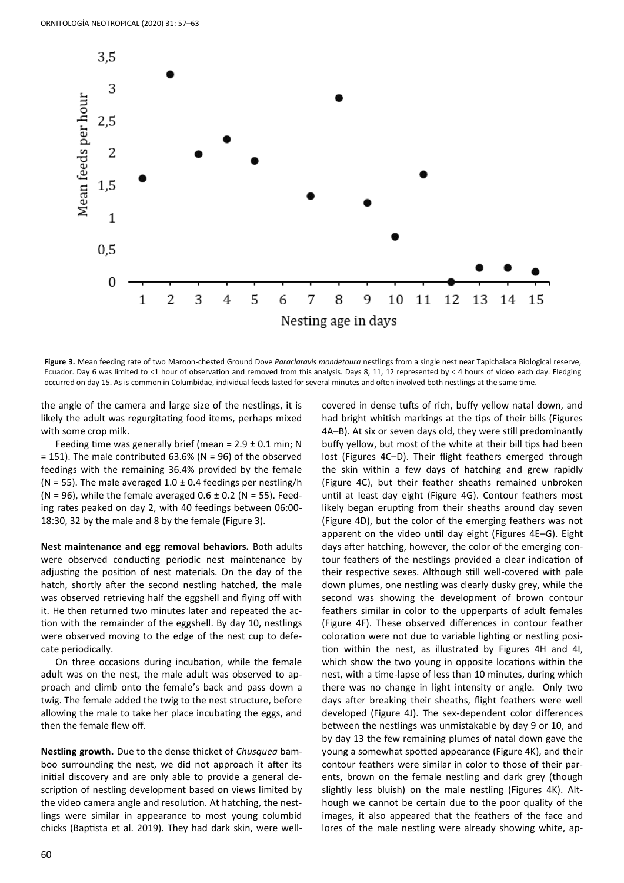**Figure 3.** Mean feeding rate of two Maroon-chested Ground Dove *Paraclaravis mondetoura* nestlings from a single nest near Tapichalaca Biological reserve, Ecuador. Day 6 was limited to <1 hour of observation and removed from this analysis. Days 8, 11, 12 represented by < 4 hours of video each day. Fledging occurred on day 15. As is common in Columbidae, individual feeds lasted for several minutes and often involved both nestlings at the same time.

the angle of the camera and large size of the nestlings, it is likely the adult was regurgitating food items, perhaps mixed with some crop milk.

Feeding time was generally brief (mean = 2.9 ± 0.1 min; N = 151). The male contributed 63.6% (N = 96) of the observed feedings with the remaining 36.4% provided by the female (N = 55). The male averaged 1.0 ± 0.4 feedings per nestling/h (N = 96), while the female averaged 0.6 ± 0.2 (N = 55). Feeding rates peaked on day 2, with 40 feedings between 06:00-18:30, 32 by the male and 8 by the female (Figure 3).

**Nest maintenance and egg removal behaviors.** Both adults were observed conducting periodic nest maintenance by adjusting the position of nest materials. On the day of the hatch, shortly after the second nestling hatched, the male was observed retrieving half the eggshell and flying off with it. He then returned two minutes later and repeated the action with the remainder of the eggshell. By day 10, nestlings were observed moving to the edge of the nest cup to defecate periodically.

On three occasions during incubation, while the female adult was on the nest, the male adult was observed to approach and climb onto the female's back and pass down a twig. The female added the twig to the nest structure, before allowing the male to take her place incubating the eggs, and then the female flew off.

**Nestling growth.** Due to the dense thicket of *Chusquea* bamboo surrounding the nest, we did not approach it after its initial discovery and are only able to provide a general description of nestling development based on views limited by the video camera angle and resolution. At hatching, the nestlings were similar in appearance to most young columbid chicks (Baptista et al. 2019). They had dark skin, were well-covered in dense tufts of rich, buffy yellow natal down, and had bright whitish markings at the tips of their bills (Figures 4A–B). At six or seven days old, they were still predominantly buffy yellow, but most of the white at their bill tips had been lost (Figures 4C–D). Their flight feathers emerged through the skin within a few days of hatching and grew rapidly (Figure 4C), but their feather sheaths remained unbroken until at least day eight (Figure 4G). Contour feathers most likely began erupting from their sheaths around day seven (Figure 4D), but the color of the emerging feathers was not apparent on the video until day eight (Figures 4E–G). Eight days after hatching, however, the color of the emerging contour feathers of the nestlings provided a clear indication of their respective sexes. Although still well-covered with pale down plumes, one nestling was clearly dusky grey, while the second was showing the development of brown contour feathers similar in color to the upperparts of adult females (Figure 4F). These observed differences in contour feather coloration were not due to variable lighting or nestling position within the nest, as illustrated by Figures 4H and 4I, which show the two young in opposite locations within the nest, with a time-lapse of less than 10 minutes, during which there was no change in light intensity or angle. Only two days after breaking their sheaths, flight feathers were well developed (Figure 4J). The sex-dependent color differences between the nestlings was unmistakable by day 9 or 10, and by day 13 the few remaining plumes of natal down gave the young a somewhat spotted appearance (Figure 4K), and their contour feathers were similar in color to those of their parents, brown on the female nestling and dark grey (though slightly less bluish) on the male nestling (Figures 4K). Although we cannot be certain due to the poor quality of the images, it also appeared that the feathers of the face and lores of the male nestling were already showing white, ap-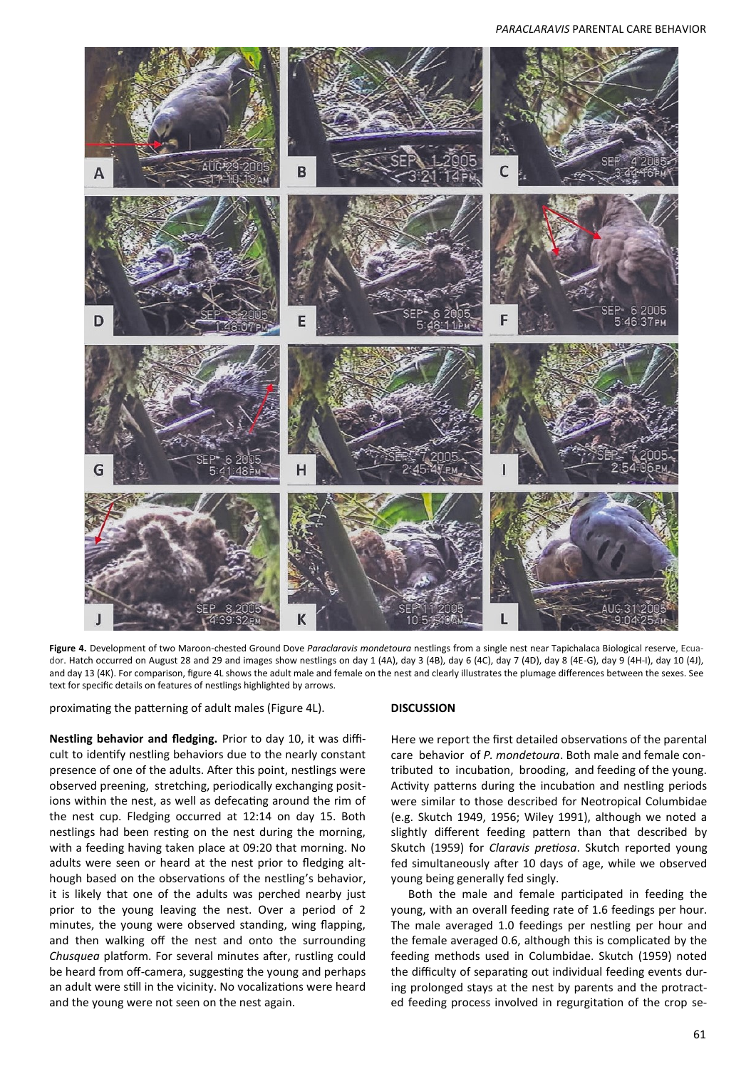**Figure 4.** Development of two Maroon-chested Ground Dove *Paraclaravis mondetoura* nestlings from a single nest near Tapichalaca Biological reserve, Ecuador. Hatch occurred on August 28 and 29 and images show nestlings on day 1 (4A), day 3 (4B), day 6 (4C), day 7 (4D), day 8 (4E-G), day 9 (4H-I), day 10 (4J), and day 13 (4K). For comparison, figure 4L shows the adult male and female on the nest and clearly illustrates the plumage differences between the sexes. See text for specific details on features of nestlings highlighted by arrows.

proximating the patterning of adult males (Figure 4L).

**Nestling behavior and fledging.** Prior to day 10, it was difficult to identify nestling behaviors due to the nearly constant presence of one of the adults. After this point, nestlings were observed preening, stretching, periodically exchanging positions within the nest, as well as defecating around the rim of the nest cup. Fledging occurred at 12:14 on day 15. Both nestlings had been resting on the nest during the morning, with a feeding having taken place at 09:20 that morning. No adults were seen or heard at the nest prior to fledging although based on the observations of the nestling's behavior, it is likely that one of the adults was perched nearby just prior to the young leaving the nest. Over a period of 2 minutes, the young were observed standing, wing flapping, and then walking off the nest and onto the surrounding *Chusquea* platform. For several minutes after, rustling could be heard from off-camera, suggesting the young and perhaps an adult were still in the vicinity. No vocalizations were heard and the young were not seen on the nest again.

## DISCUSSION

Here we report the first detailed observations of the parental care behavior of *P. mondetoura*. Both male and female contributed to incubation, brooding, and feeding of the young. Activity patterns during the incubation and nestling periods were similar to those described for Neotropical Columbidae (e.g. Skutch 1949, 1956; Wiley 1991), although we noted a slightly different feeding pattern than that described by Skutch (1959) for *Claravis pretiosa*. Skutch reported young fed simultaneously after 10 days of age, while we observed young being generally fed singly.

Both the male and female participated in feeding the young, with an overall feeding rate of 1.6 feedings per hour. The male averaged 1.0 feedings per nestling per hour and the female averaged 0.6, although this is complicated by the feeding methods used in Columbidae. Skutch (1959) noted the difficulty of separating out individual feeding events during prolonged stays at the nest by parents and the protracted feeding process involved in regurgitation of the crop se-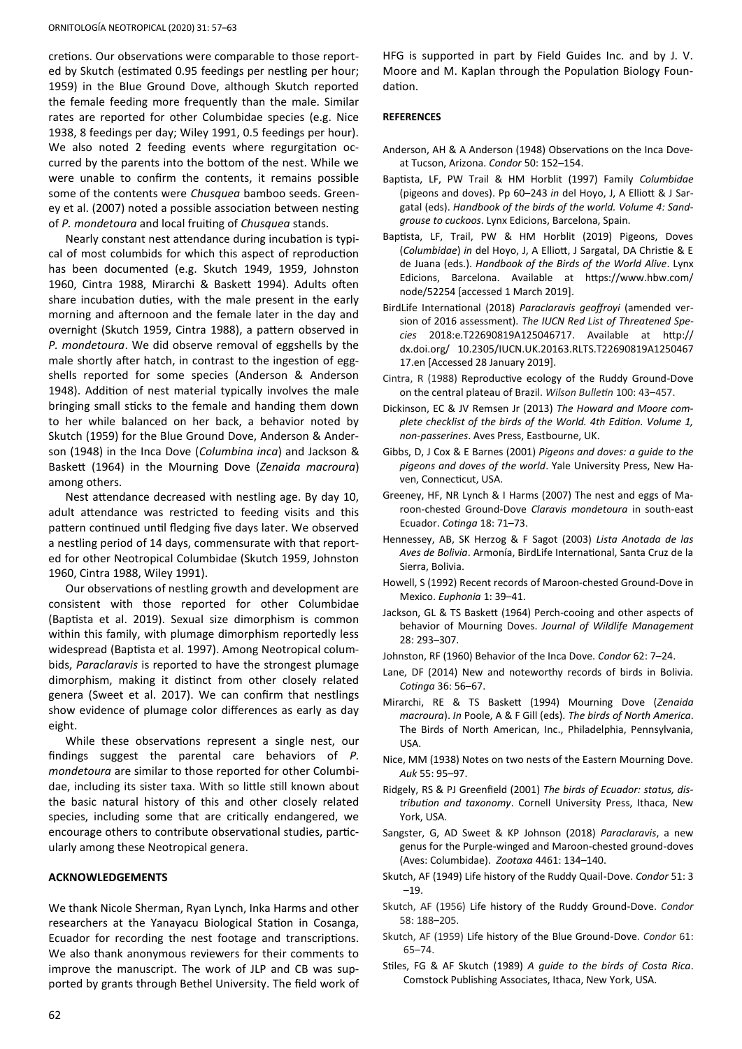cretions. Our observations were comparable to those reported by Skutch (estimated 0.95 feedings per nestling per hour; 1959) in the Blue Ground Dove, although Skutch reported the female feeding more frequently than the male. Similar rates are reported for other Columbidae species (e.g. Nice 1938, 8 feedings per day; Wiley 1991, 0.5 feedings per hour). We also noted 2 feeding events where regurgitation occurred by the parents into the bottom of the nest. While we were unable to confirm the contents, it remains possible some of the contents were *Chusquea* bamboo seeds. Greeney et al. (2007) noted a possible association between nesting of *P. mondetoura* and local fruiting of *Chusquea* stands.

Nearly constant nest attendance during incubation is typical of most columbids for which this aspect of reproduction has been documented (e.g. Skutch 1949, 1959, Johnston 1960, Cintra 1988, Mirarchi & Baskett 1994). Adults often share incubation duties, with the male present in the early morning and afternoon and the female later in the day and overnight (Skutch 1959, Cintra 1988), a pattern observed in *P. mondetoura*. We did observe removal of eggshells by the male shortly after hatch, in contrast to the ingestion of eggshells reported for some species (Anderson & Anderson 1948). Addition of nest material typically involves the male bringing small sticks to the female and handing them down to her while balanced on her back, a behavior noted by Skutch (1959) for the Blue Ground Dove, Anderson & Anderson (1948) in the Inca Dove (*Columbina inca*) and Jackson & Baskett (1964) in the Mourning Dove (*Zenaida macroura*) among others.

Nest attendance decreased with nestling age. By day 10, adult attendance was restricted to feeding visits and this pattern continued until fledging five days later. We observed a nestling period of 14 days, commensurate with that reported for other Neotropical Columbidae (Skutch 1959, Johnston 1960, Cintra 1988, Wiley 1991).

Our observations of nestling growth and development are consistent with those reported for other Columbidae (Baptista et al. 2019). Sexual size dimorphism is common within this family, with plumage dimorphism reportedly less widespread (Baptista et al. 1997). Among Neotropical columbids, *Paraclaravis* is reported to have the strongest plumage dimorphism, making it distinct from other closely related genera (Sweet et al. 2017). We can confirm that nestlings show evidence of plumage color differences as early as day eight.

While these observations represent a single nest, our findings suggest the parental care behaviors of *P. mondetoura* are similar to those reported for other Columbidae, including its sister taxa. With so little still known about the basic natural history of this and other closely related species, including some that are critically endangered, we encourage others to contribute observational studies, particularly among these Neotropical genera.

## ACKNOWLEDGEMENTS

We thank Nicole Sherman, Ryan Lynch, Inka Harms and other researchers at the Yanayacu Biological Station in Cosanga, Ecuador for recording the nest footage and transcriptions. We also thank anonymous reviewers for their comments to improve the manuscript. The work of JLP and CB was supported by grants through Bethel University. The field work of HFG is supported in part by Field Guides Inc. and by J. V. Moore and M. Kaplan through the Population Biology Foundation.

## REFERENCES

Anderson, AH & A Anderson (1948) Observations on the Inca Dove-at Tucson, Arizona. *Condor* 50: 152–154.

Baptista, LF, PW Trail & HM Horblit (1997) Family *Columbidae* (pigeons and doves). Pp 60–243 *in* del Hoyo, J, A Elliott & J Sargatal (eds). *Handbook of the birds of the world. Volume 4: Sandgrouse to cuckoos*. Lynx Edicions, Barcelona, Spain.

Baptista, LF, Trail, PW & HM Horblit (2019) Pigeons, Doves (*Columbidae*) *in* del Hoyo, J, A Elliott, J Sargatal, DA Christie & E de Juana (eds.). *Handbook of the Birds of the World Alive*. Lynx Edicions, Barcelona. Available at https://www.hbw.com/node/52254 [accessed 1 March 2019].

BirdLife International (2018) *Paraclaravis geoffroyi* (amended version of 2016 assessment). *The IUCN Red List of Threatened Species* 2018:e.T22690819A125046717. Available at http://dx.doi.org/ 10.2305/IUCN.UK.20163.RLTS.T22690819A125046717.en [Accessed 28 January 2019].

Cintra, R (1988) Reproductive ecology of the Ruddy Ground-Dove on the central plateau of Brazil. *Wilson Bulletin* 100: 43–457.

Dickinson, EC & JV Remsen Jr (2013) *The Howard and Moore complete checklist of the birds of the World. 4th Edition. Volume 1, non-passerines*. Aves Press, Eastbourne, UK.

Gibbs, D, J Cox & E Barnes (2001) *Pigeons and doves: a guide to the pigeons and doves of the world*. Yale University Press, New Haven, Connecticut, USA.

Greeney, HF, NR Lynch & I Harms (2007) The nest and eggs of Maroon-chested Ground-Dove *Claravis mondetoura* in south-east Ecuador. *Cotinga* 18: 71–73.

Hennessey, AB, SK Herzog & F Sagot (2003) *Lista Anotada de las Aves de Bolivia*. Armonía, BirdLife International, Santa Cruz de la Sierra, Bolivia.

Howell, S (1992) Recent records of Maroon-chested Ground-Dove in Mexico. *Euphonia* 1: 39–41.

Jackson, GL & TS Baskett (1964) Perch-cooing and other aspects of behavior of Mourning Doves. *Journal of Wildlife Management* 28: 293–307.

Johnston, RF (1960) Behavior of the Inca Dove. *Condor* 62: 7–24.

Lane, DF (2014) New and noteworthy records of birds in Bolivia. *Cotinga* 36: 56–67.

Mirarchi, RE & TS Baskett (1994) Mourning Dove (*Zenaida macroura*). *In* Poole, A & F Gill (eds). *The birds of North America*. The Birds of North American, Inc., Philadelphia, Pennsylvania, USA.

Nice, MM (1938) Notes on two nests of the Eastern Mourning Dove. *Auk* 55: 95–97.

Ridgely, RS & PJ Greenfield (2001) *The birds of Ecuador: status, distribution and taxonomy*. Cornell University Press, Ithaca, New York, USA.

Sangster, G, AD Sweet & KP Johnson (2018) *Paraclaravis*, a new genus for the Purple-winged and Maroon-chested ground-doves (Aves: Columbidae). *Zootaxa* 4461: 134–140.

Skutch, AF (1949) Life history of the Ruddy Quail-Dove. *Condor* 51: 3–19.

Skutch, AF (1956) Life history of the Ruddy Ground-Dove. *Condor* 58: 188–205.

Skutch, AF (1959) Life history of the Blue Ground-Dove. *Condor* 61: 65–74.

Stiles, FG & AF Skutch (1989) *A guide to the birds of Costa Rica*. Comstock Publishing Associates, Ithaca, New York, USA.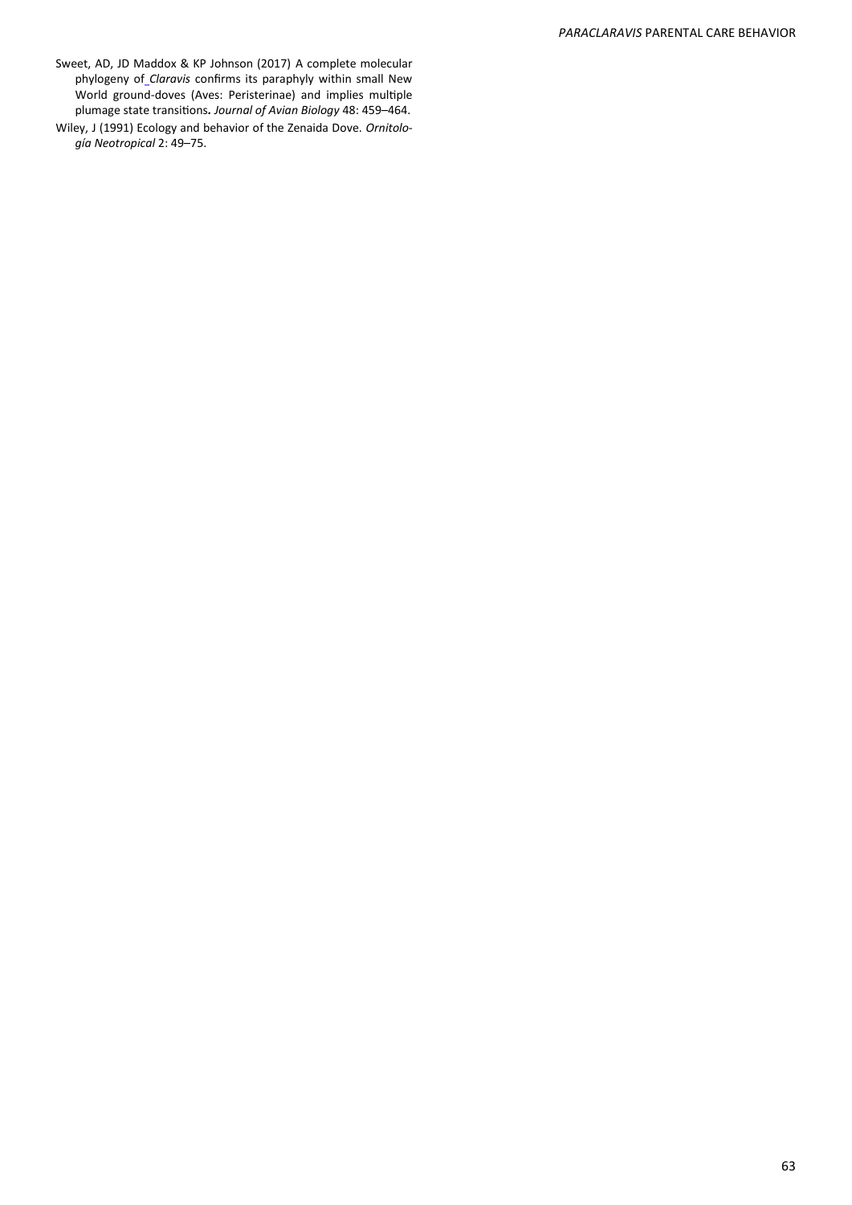Sweet, AD, JD Maddox & KP Johnson (2017) A complete molecular phylogeny of *Claravis* confirms its paraphyly within small New World ground-doves (Aves: Peristerinae) and implies multiple plumage state transitions. *Journal of Avian Biology* 48: 459–464.

Wiley, J (1991) Ecology and behavior of the Zenaida Dove. *Ornitología Neotropical* 2: 49–75.